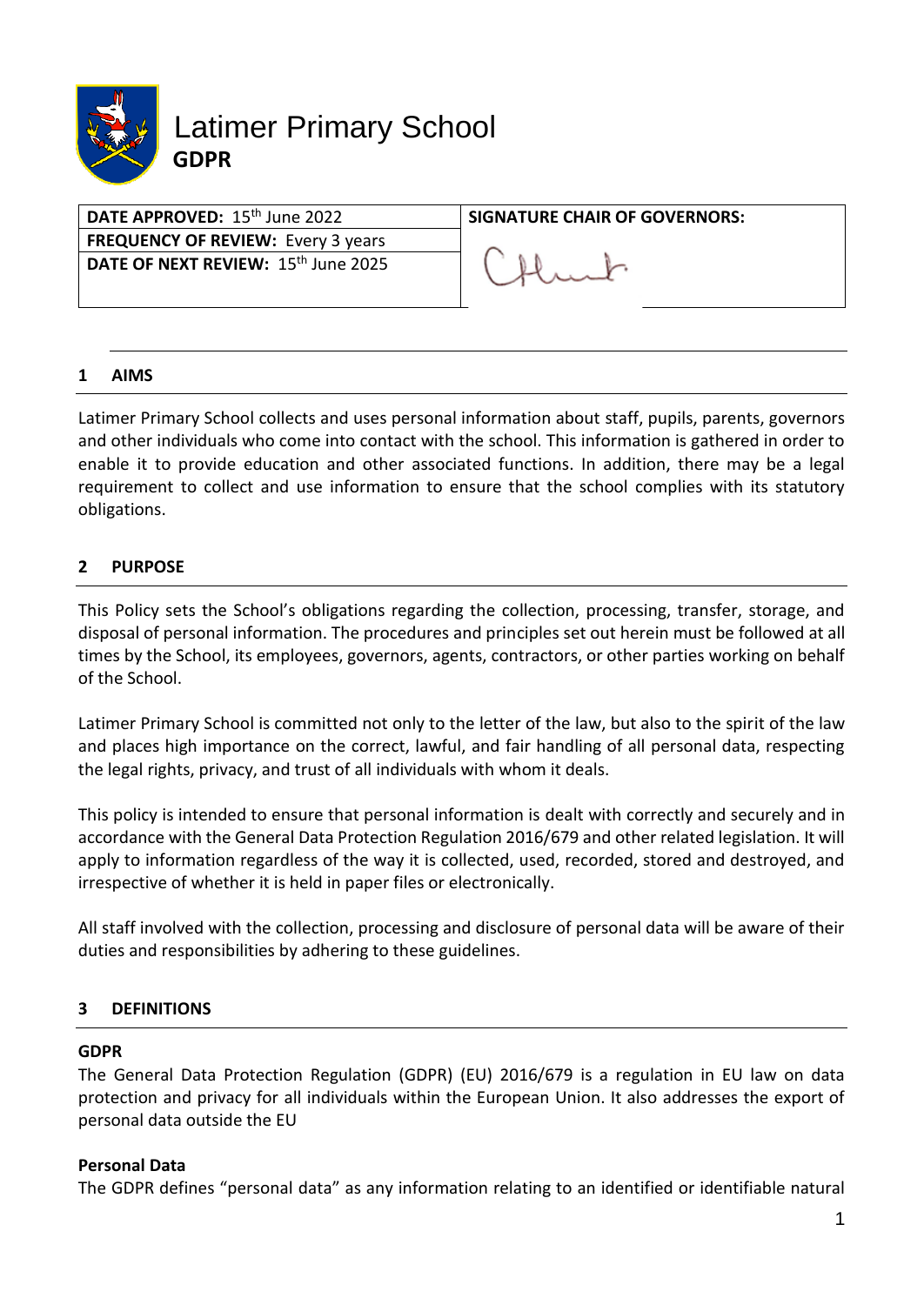# Latimer Primary School

**GDPR**

| DATE APPROVED: 15th June 2022 | SIGNATURE CHAIR OF GOVERNORS: |
|---|---|
| FREQUENCY OF REVIEW: Every 3 years | |
| DATE OF NEXT REVIEW: 15th June 2025 | |

## 1 AIMS

Latimer Primary School collects and uses personal information about staff, pupils, parents, governors and other individuals who come into contact with the school. This information is gathered in order to enable it to provide education and other associated functions. In addition, there may be a legal requirement to collect and use information to ensure that the school complies with its statutory obligations.

## 2 PURPOSE

This Policy sets the School's obligations regarding the collection, processing, transfer, storage, and disposal of personal information. The procedures and principles set out herein must be followed at all times by the School, its employees, governors, agents, contractors, or other parties working on behalf of the School.

Latimer Primary School is committed not only to the letter of the law, but also to the spirit of the law and places high importance on the correct, lawful, and fair handling of all personal data, respecting the legal rights, privacy, and trust of all individuals with whom it deals.

This policy is intended to ensure that personal information is dealt with correctly and securely and in accordance with the General Data Protection Regulation 2016/679 and other related legislation. It will apply to information regardless of the way it is collected, used, recorded, stored and destroyed, and irrespective of whether it is held in paper files or electronically.

All staff involved with the collection, processing and disclosure of personal data will be aware of their duties and responsibilities by adhering to these guidelines.

## 3 DEFINITIONS

**GDPR**

The General Data Protection Regulation (GDPR) (EU) 2016/679 is a regulation in EU law on data protection and privacy for all individuals within the European Union. It also addresses the export of personal data outside the EU

**Personal Data**

The GDPR defines "personal data" as any information relating to an identified or identifiable natural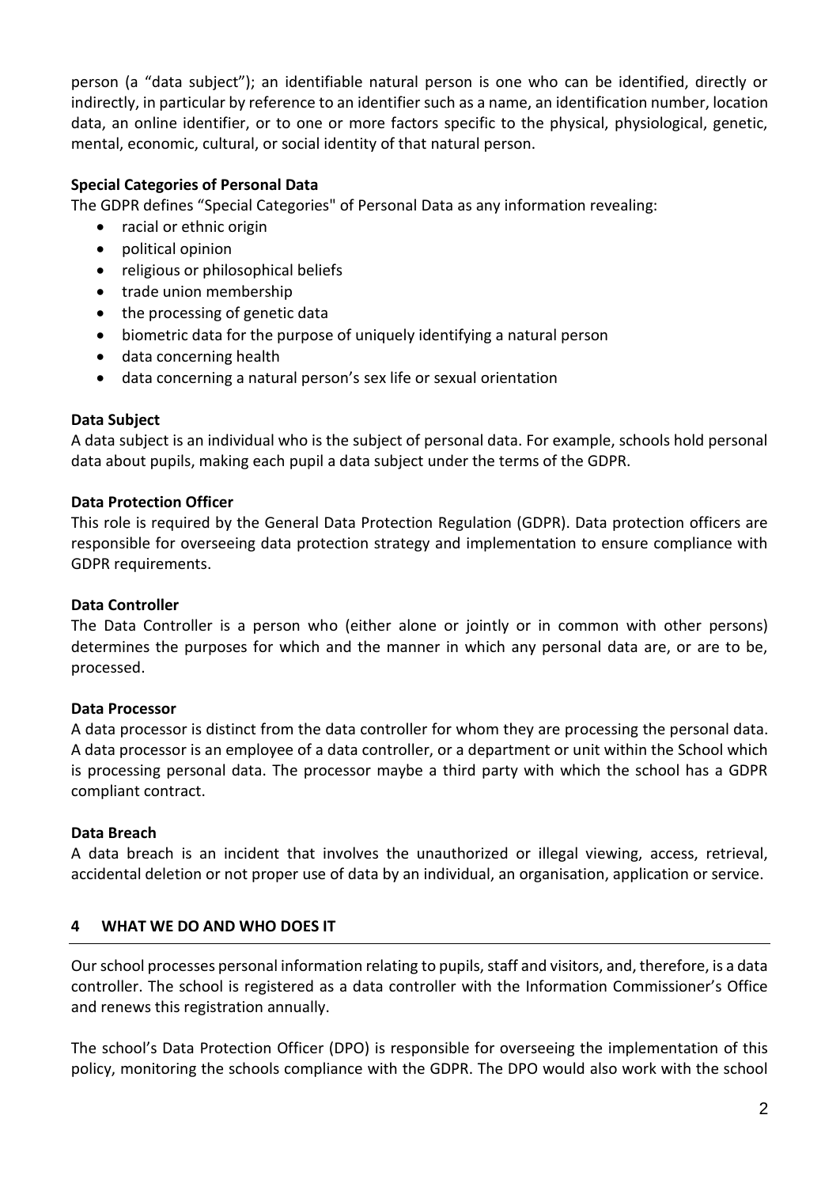person (a "data subject"); an identifiable natural person is one who can be identified, directly or indirectly, in particular by reference to an identifier such as a name, an identification number, location data, an online identifier, or to one or more factors specific to the physical, physiological, genetic, mental, economic, cultural, or social identity of that natural person.

**Special Categories of Personal Data**

The GDPR defines "Special Categories" of Personal Data as any information revealing:

- racial or ethnic origin
- political opinion
- religious or philosophical beliefs
- trade union membership
- the processing of genetic data
- biometric data for the purpose of uniquely identifying a natural person
- data concerning health
- data concerning a natural person's sex life or sexual orientation

**Data Subject**

A data subject is an individual who is the subject of personal data. For example, schools hold personal data about pupils, making each pupil a data subject under the terms of the GDPR.

**Data Protection Officer**

This role is required by the General Data Protection Regulation (GDPR). Data protection officers are responsible for overseeing data protection strategy and implementation to ensure compliance with GDPR requirements.

**Data Controller**

The Data Controller is a person who (either alone or jointly or in common with other persons) determines the purposes for which and the manner in which any personal data are, or are to be, processed.

**Data Processor**

A data processor is distinct from the data controller for whom they are processing the personal data. A data processor is an employee of a data controller, or a department or unit within the School which is processing personal data. The processor maybe a third party with which the school has a GDPR compliant contract.

**Data Breach**

A data breach is an incident that involves the unauthorized or illegal viewing, access, retrieval, accidental deletion or not proper use of data by an individual, an organisation, application or service.

## 4 WHAT WE DO AND WHO DOES IT

Our school processes personal information relating to pupils, staff and visitors, and, therefore, is a data controller. The school is registered as a data controller with the Information Commissioner's Office and renews this registration annually.

The school's Data Protection Officer (DPO) is responsible for overseeing the implementation of this policy, monitoring the schools compliance with the GDPR. The DPO would also work with the school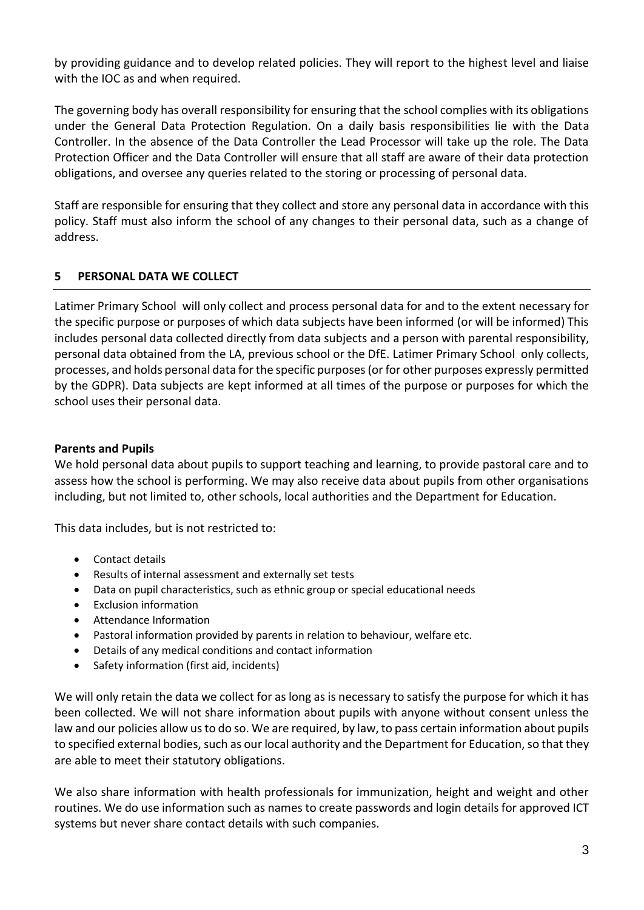by providing guidance and to develop related policies. They will report to the highest level and liaise with the IOC as and when required.

The governing body has overall responsibility for ensuring that the school complies with its obligations under the General Data Protection Regulation. On a daily basis responsibilities lie with the Data Controller. In the absence of the Data Controller the Lead Processor will take up the role. The Data Protection Officer and the Data Controller will ensure that all staff are aware of their data protection obligations, and oversee any queries related to the storing or processing of personal data.

Staff are responsible for ensuring that they collect and store any personal data in accordance with this policy. Staff must also inform the school of any changes to their personal data, such as a change of address.

## 5 PERSONAL DATA WE COLLECT

Latimer Primary School will only collect and process personal data for and to the extent necessary for the specific purpose or purposes of which data subjects have been informed (or will be informed) This includes personal data collected directly from data subjects and a person with parental responsibility, personal data obtained from the LA, previous school or the DfE. Latimer Primary School only collects, processes, and holds personal data for the specific purposes (or for other purposes expressly permitted by the GDPR). Data subjects are kept informed at all times of the purpose or purposes for which the school uses their personal data.

**Parents and Pupils**

We hold personal data about pupils to support teaching and learning, to provide pastoral care and to assess how the school is performing. We may also receive data about pupils from other organisations including, but not limited to, other schools, local authorities and the Department for Education.

This data includes, but is not restricted to:

- Contact details
- Results of internal assessment and externally set tests
- Data on pupil characteristics, such as ethnic group or special educational needs
- Exclusion information
- Attendance Information
- Pastoral information provided by parents in relation to behaviour, welfare etc.
- Details of any medical conditions and contact information
- Safety information (first aid, incidents)

We will only retain the data we collect for as long as is necessary to satisfy the purpose for which it has been collected. We will not share information about pupils with anyone without consent unless the law and our policies allow us to do so. We are required, by law, to pass certain information about pupils to specified external bodies, such as our local authority and the Department for Education, so that they are able to meet their statutory obligations.

We also share information with health professionals for immunization, height and weight and other routines. We do use information such as names to create passwords and login details for approved ICT systems but never share contact details with such companies.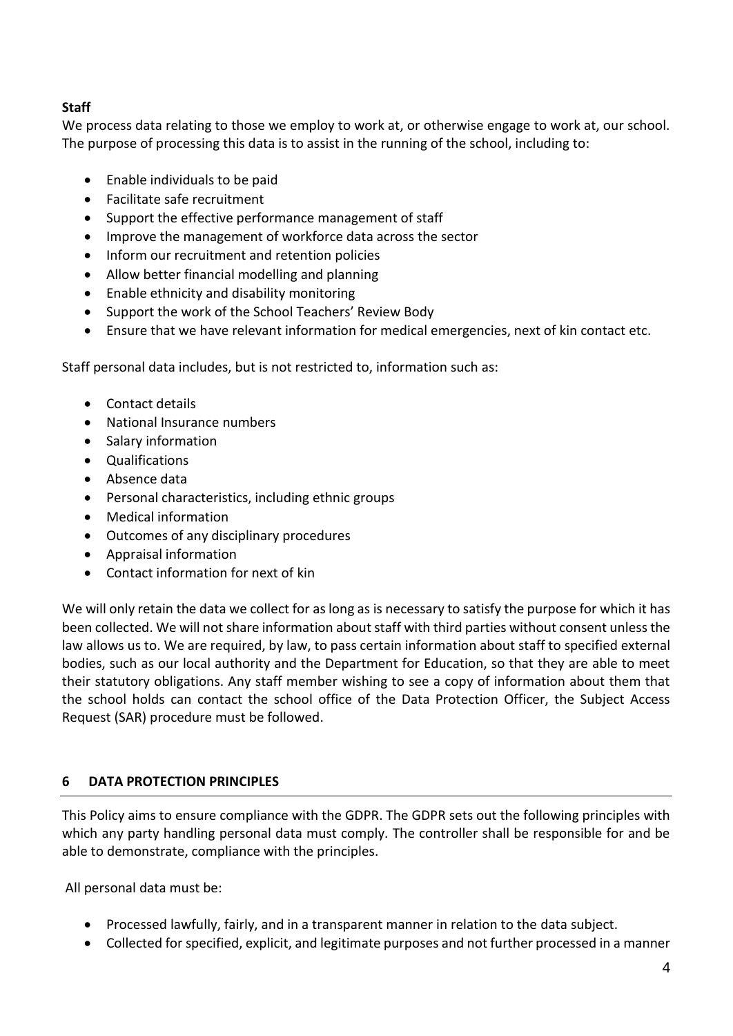**Staff**

We process data relating to those we employ to work at, or otherwise engage to work at, our school. The purpose of processing this data is to assist in the running of the school, including to:

- Enable individuals to be paid
- Facilitate safe recruitment
- Support the effective performance management of staff
- Improve the management of workforce data across the sector
- Inform our recruitment and retention policies
- Allow better financial modelling and planning
- Enable ethnicity and disability monitoring
- Support the work of the School Teachers' Review Body
- Ensure that we have relevant information for medical emergencies, next of kin contact etc.

Staff personal data includes, but is not restricted to, information such as:

- Contact details
- National Insurance numbers
- Salary information
- Qualifications
- Absence data
- Personal characteristics, including ethnic groups
- Medical information
- Outcomes of any disciplinary procedures
- Appraisal information
- Contact information for next of kin

We will only retain the data we collect for as long as is necessary to satisfy the purpose for which it has been collected. We will not share information about staff with third parties without consent unless the law allows us to. We are required, by law, to pass certain information about staff to specified external bodies, such as our local authority and the Department for Education, so that they are able to meet their statutory obligations. Any staff member wishing to see a copy of information about them that the school holds can contact the school office of the Data Protection Officer, the Subject Access Request (SAR) procedure must be followed.

## 6 DATA PROTECTION PRINCIPLES

This Policy aims to ensure compliance with the GDPR. The GDPR sets out the following principles with which any party handling personal data must comply. The controller shall be responsible for and be able to demonstrate, compliance with the principles.

All personal data must be:

- Processed lawfully, fairly, and in a transparent manner in relation to the data subject.
- Collected for specified, explicit, and legitimate purposes and not further processed in a manner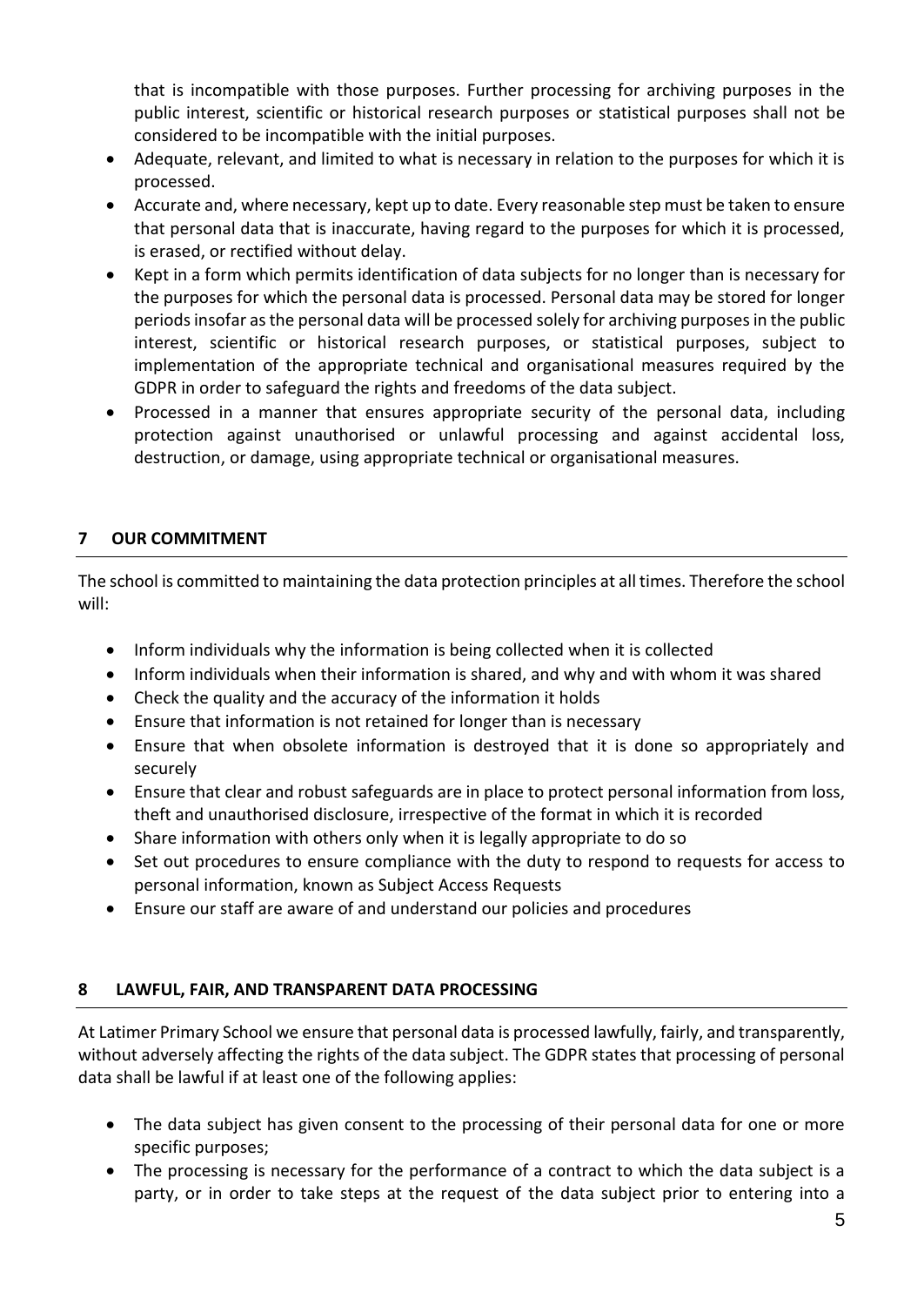that is incompatible with those purposes. Further processing for archiving purposes in the public interest, scientific or historical research purposes or statistical purposes shall not be considered to be incompatible with the initial purposes.

- Adequate, relevant, and limited to what is necessary in relation to the purposes for which it is processed.
- Accurate and, where necessary, kept up to date. Every reasonable step must be taken to ensure that personal data that is inaccurate, having regard to the purposes for which it is processed, is erased, or rectified without delay.
- Kept in a form which permits identification of data subjects for no longer than is necessary for the purposes for which the personal data is processed. Personal data may be stored for longer periods insofar as the personal data will be processed solely for archiving purposes in the public interest, scientific or historical research purposes, or statistical purposes, subject to implementation of the appropriate technical and organisational measures required by the GDPR in order to safeguard the rights and freedoms of the data subject.
- Processed in a manner that ensures appropriate security of the personal data, including protection against unauthorised or unlawful processing and against accidental loss, destruction, or damage, using appropriate technical or organisational measures.

## 7 OUR COMMITMENT

The school is committed to maintaining the data protection principles at all times. Therefore the school will:

- Inform individuals why the information is being collected when it is collected
- Inform individuals when their information is shared, and why and with whom it was shared
- Check the quality and the accuracy of the information it holds
- Ensure that information is not retained for longer than is necessary
- Ensure that when obsolete information is destroyed that it is done so appropriately and securely
- Ensure that clear and robust safeguards are in place to protect personal information from loss, theft and unauthorised disclosure, irrespective of the format in which it is recorded
- Share information with others only when it is legally appropriate to do so
- Set out procedures to ensure compliance with the duty to respond to requests for access to personal information, known as Subject Access Requests
- Ensure our staff are aware of and understand our policies and procedures

## 8 LAWFUL, FAIR, AND TRANSPARENT DATA PROCESSING

At Latimer Primary School we ensure that personal data is processed lawfully, fairly, and transparently, without adversely affecting the rights of the data subject. The GDPR states that processing of personal data shall be lawful if at least one of the following applies:

- The data subject has given consent to the processing of their personal data for one or more specific purposes;
- The processing is necessary for the performance of a contract to which the data subject is a party, or in order to take steps at the request of the data subject prior to entering into a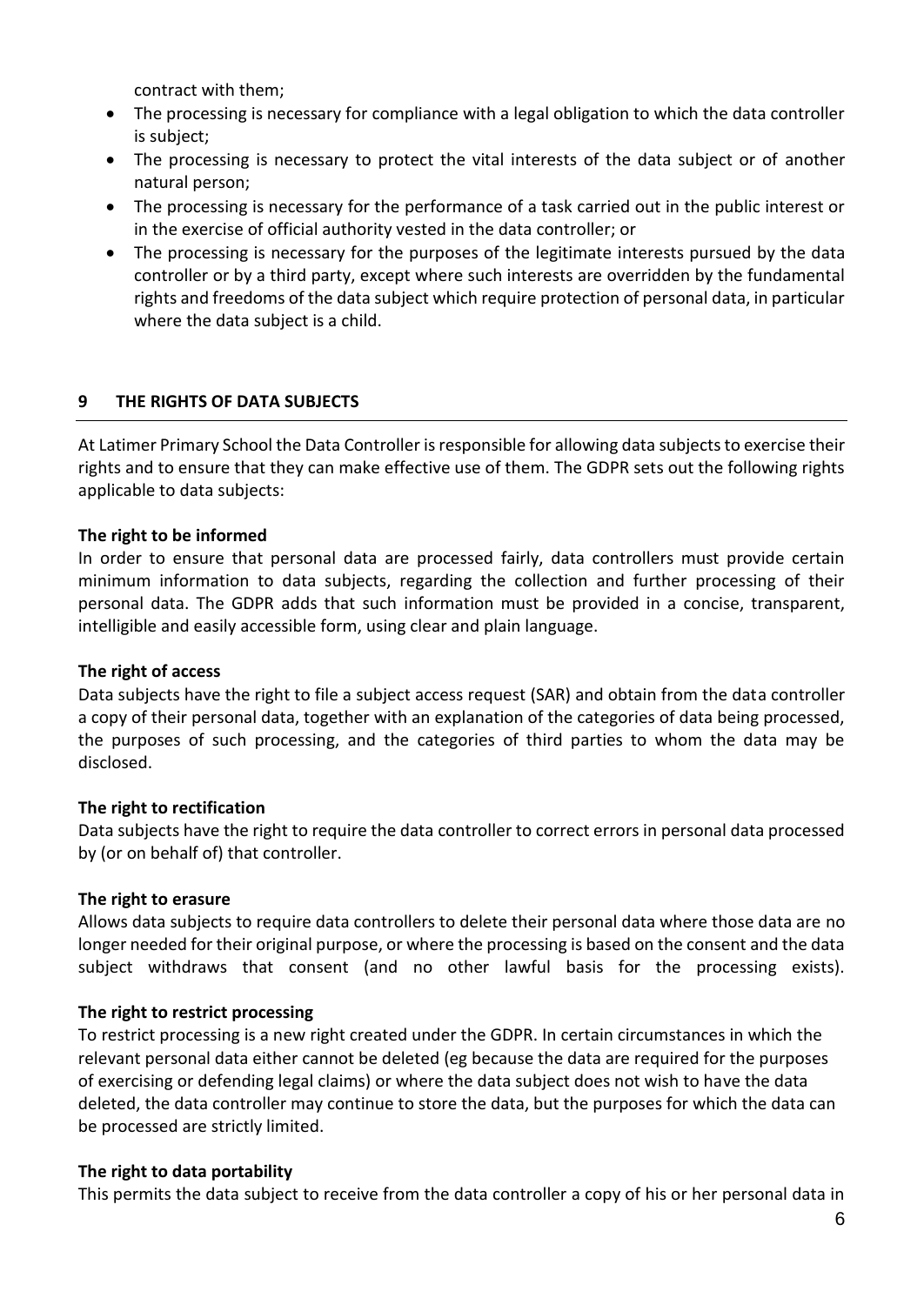contract with them;

- The processing is necessary for compliance with a legal obligation to which the data controller is subject;
- The processing is necessary to protect the vital interests of the data subject or of another natural person;
- The processing is necessary for the performance of a task carried out in the public interest or in the exercise of official authority vested in the data controller; or
- The processing is necessary for the purposes of the legitimate interests pursued by the data controller or by a third party, except where such interests are overridden by the fundamental rights and freedoms of the data subject which require protection of personal data, in particular where the data subject is a child.

## 9 THE RIGHTS OF DATA SUBJECTS

At Latimer Primary School the Data Controller is responsible for allowing data subjects to exercise their rights and to ensure that they can make effective use of them. The GDPR sets out the following rights applicable to data subjects:

**The right to be informed**
In order to ensure that personal data are processed fairly, data controllers must provide certain minimum information to data subjects, regarding the collection and further processing of their personal data. The GDPR adds that such information must be provided in a concise, transparent, intelligible and easily accessible form, using clear and plain language.

**The right of access**
Data subjects have the right to file a subject access request (SAR) and obtain from the data controller a copy of their personal data, together with an explanation of the categories of data being processed, the purposes of such processing, and the categories of third parties to whom the data may be disclosed.

**The right to rectification**
Data subjects have the right to require the data controller to correct errors in personal data processed by (or on behalf of) that controller.

**The right to erasure**
Allows data subjects to require data controllers to delete their personal data where those data are no longer needed for their original purpose, or where the processing is based on the consent and the data subject withdraws that consent (and no other lawful basis for the processing exists).

**The right to restrict processing**
To restrict processing is a new right created under the GDPR. In certain circumstances in which the relevant personal data either cannot be deleted (eg because the data are required for the purposes of exercising or defending legal claims) or where the data subject does not wish to have the data deleted, the data controller may continue to store the data, but the purposes for which the data can be processed are strictly limited.

**The right to data portability**
This permits the data subject to receive from the data controller a copy of his or her personal data in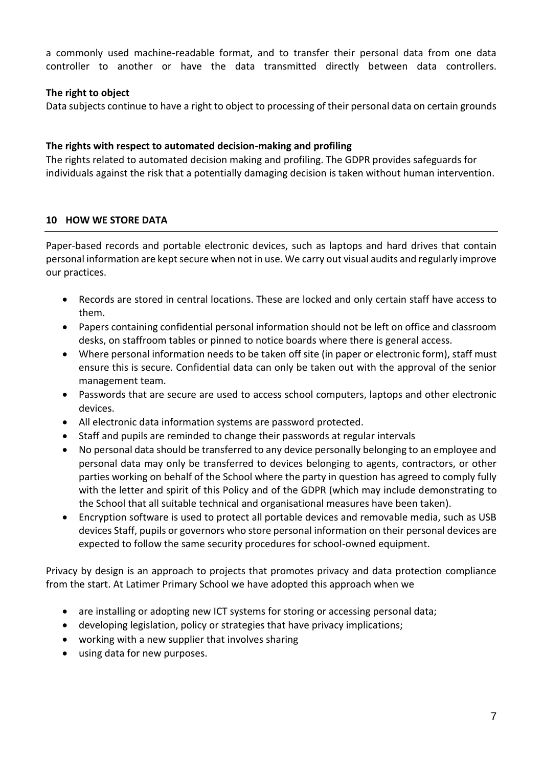a commonly used machine-readable format, and to transfer their personal data from one data controller to another or have the data transmitted directly between data controllers.

**The right to object**

Data subjects continue to have a right to object to processing of their personal data on certain grounds

**The rights with respect to automated decision-making and profiling**

The rights related to automated decision making and profiling. The GDPR provides safeguards for individuals against the risk that a potentially damaging decision is taken without human intervention.

## 10 HOW WE STORE DATA

Paper-based records and portable electronic devices, such as laptops and hard drives that contain personal information are kept secure when not in use. We carry out visual audits and regularly improve our practices.

- Records are stored in central locations. These are locked and only certain staff have access to them.
- Papers containing confidential personal information should not be left on office and classroom desks, on staffroom tables or pinned to notice boards where there is general access.
- Where personal information needs to be taken off site (in paper or electronic form), staff must ensure this is secure. Confidential data can only be taken out with the approval of the senior management team.
- Passwords that are secure are used to access school computers, laptops and other electronic devices.
- All electronic data information systems are password protected.
- Staff and pupils are reminded to change their passwords at regular intervals
- No personal data should be transferred to any device personally belonging to an employee and personal data may only be transferred to devices belonging to agents, contractors, or other parties working on behalf of the School where the party in question has agreed to comply fully with the letter and spirit of this Policy and of the GDPR (which may include demonstrating to the School that all suitable technical and organisational measures have been taken).
- Encryption software is used to protect all portable devices and removable media, such as USB devices Staff, pupils or governors who store personal information on their personal devices are expected to follow the same security procedures for school-owned equipment.

Privacy by design is an approach to projects that promotes privacy and data protection compliance from the start. At Latimer Primary School we have adopted this approach when we

- are installing or adopting new ICT systems for storing or accessing personal data;
- developing legislation, policy or strategies that have privacy implications;
- working with a new supplier that involves sharing
- using data for new purposes.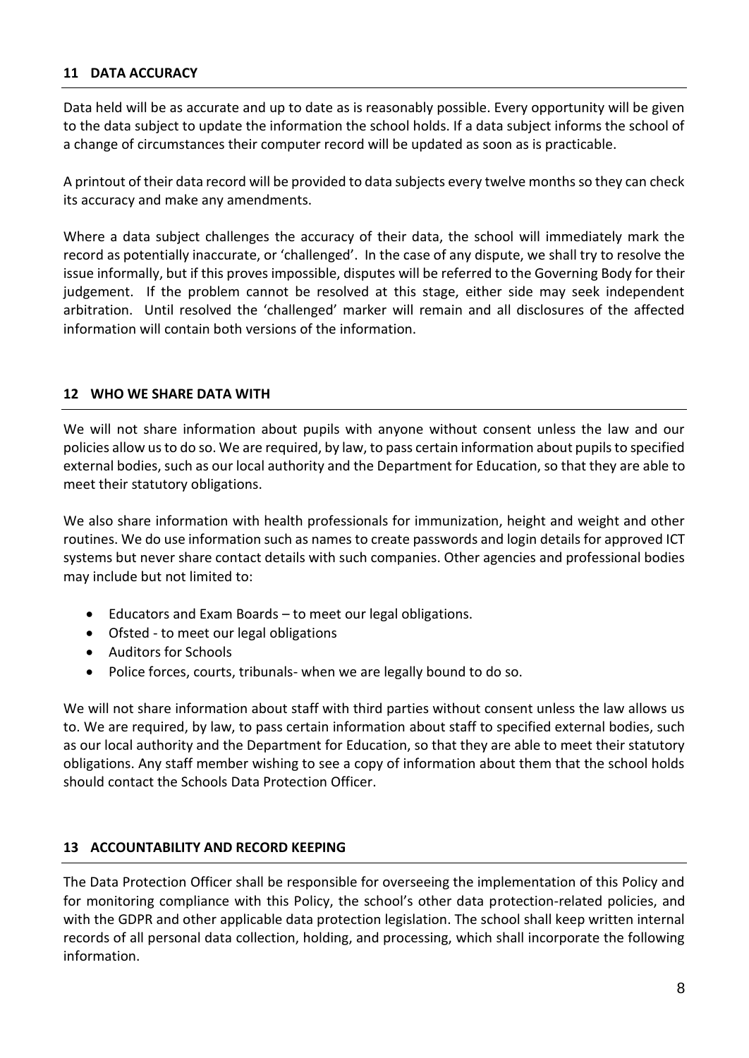## 11 DATA ACCURACY

Data held will be as accurate and up to date as is reasonably possible. Every opportunity will be given to the data subject to update the information the school holds. If a data subject informs the school of a change of circumstances their computer record will be updated as soon as is practicable.

A printout of their data record will be provided to data subjects every twelve months so they can check its accuracy and make any amendments.

Where a data subject challenges the accuracy of their data, the school will immediately mark the record as potentially inaccurate, or 'challenged'. In the case of any dispute, we shall try to resolve the issue informally, but if this proves impossible, disputes will be referred to the Governing Body for their judgement. If the problem cannot be resolved at this stage, either side may seek independent arbitration. Until resolved the 'challenged' marker will remain and all disclosures of the affected information will contain both versions of the information.

## 12 WHO WE SHARE DATA WITH

We will not share information about pupils with anyone without consent unless the law and our policies allow us to do so. We are required, by law, to pass certain information about pupils to specified external bodies, such as our local authority and the Department for Education, so that they are able to meet their statutory obligations.

We also share information with health professionals for immunization, height and weight and other routines. We do use information such as names to create passwords and login details for approved ICT systems but never share contact details with such companies. Other agencies and professional bodies may include but not limited to:

- Educators and Exam Boards – to meet our legal obligations.
- Ofsted - to meet our legal obligations
- Auditors for Schools
- Police forces, courts, tribunals- when we are legally bound to do so.

We will not share information about staff with third parties without consent unless the law allows us to. We are required, by law, to pass certain information about staff to specified external bodies, such as our local authority and the Department for Education, so that they are able to meet their statutory obligations. Any staff member wishing to see a copy of information about them that the school holds should contact the Schools Data Protection Officer.

## 13 ACCOUNTABILITY AND RECORD KEEPING

The Data Protection Officer shall be responsible for overseeing the implementation of this Policy and for monitoring compliance with this Policy, the school's other data protection-related policies, and with the GDPR and other applicable data protection legislation. The school shall keep written internal records of all personal data collection, holding, and processing, which shall incorporate the following information.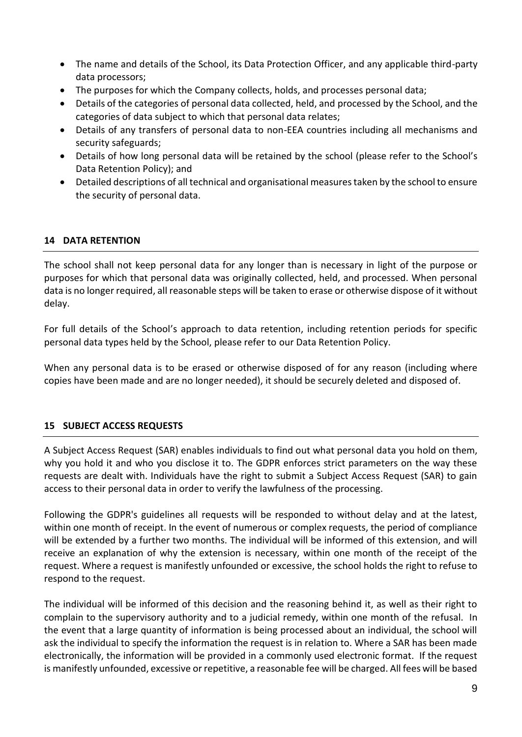- The name and details of the School, its Data Protection Officer, and any applicable third-party data processors;
- The purposes for which the Company collects, holds, and processes personal data;
- Details of the categories of personal data collected, held, and processed by the School, and the categories of data subject to which that personal data relates;
- Details of any transfers of personal data to non-EEA countries including all mechanisms and security safeguards;
- Details of how long personal data will be retained by the school (please refer to the School's Data Retention Policy); and
- Detailed descriptions of all technical and organisational measures taken by the school to ensure the security of personal data.

## 14 DATA RETENTION

The school shall not keep personal data for any longer than is necessary in light of the purpose or purposes for which that personal data was originally collected, held, and processed. When personal data is no longer required, all reasonable steps will be taken to erase or otherwise dispose of it without delay.

For full details of the School's approach to data retention, including retention periods for specific personal data types held by the School, please refer to our Data Retention Policy.

When any personal data is to be erased or otherwise disposed of for any reason (including where copies have been made and are no longer needed), it should be securely deleted and disposed of.

## 15 SUBJECT ACCESS REQUESTS

A Subject Access Request (SAR) enables individuals to find out what personal data you hold on them, why you hold it and who you disclose it to. The GDPR enforces strict parameters on the way these requests are dealt with. Individuals have the right to submit a Subject Access Request (SAR) to gain access to their personal data in order to verify the lawfulness of the processing.

Following the GDPR's guidelines all requests will be responded to without delay and at the latest, within one month of receipt. In the event of numerous or complex requests, the period of compliance will be extended by a further two months. The individual will be informed of this extension, and will receive an explanation of why the extension is necessary, within one month of the receipt of the request. Where a request is manifestly unfounded or excessive, the school holds the right to refuse to respond to the request.

The individual will be informed of this decision and the reasoning behind it, as well as their right to complain to the supervisory authority and to a judicial remedy, within one month of the refusal. In the event that a large quantity of information is being processed about an individual, the school will ask the individual to specify the information the request is in relation to. Where a SAR has been made electronically, the information will be provided in a commonly used electronic format. If the request is manifestly unfounded, excessive or repetitive, a reasonable fee will be charged. All fees will be based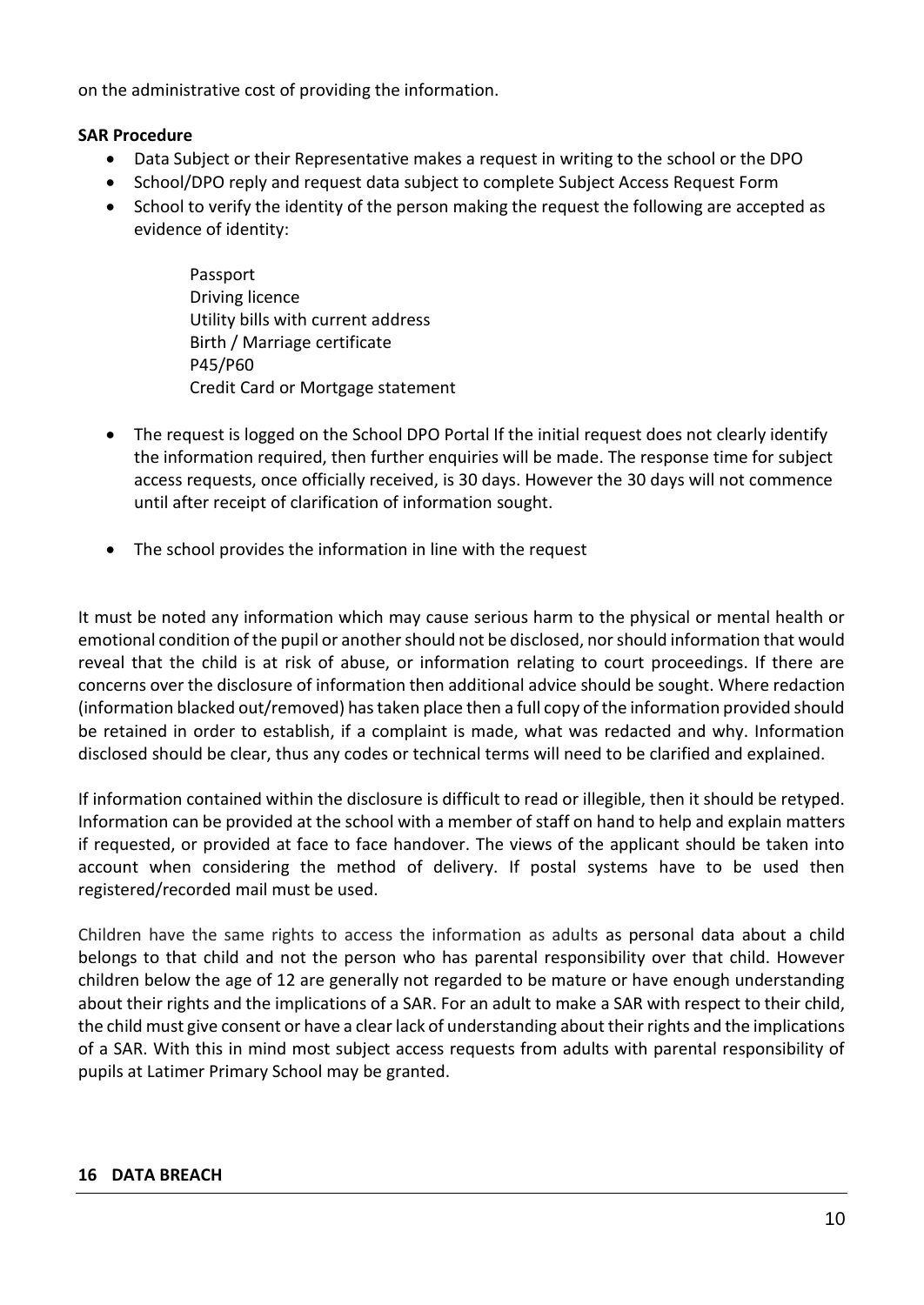on the administrative cost of providing the information.

**SAR Procedure**

- Data Subject or their Representative makes a request in writing to the school or the DPO
- School/DPO reply and request data subject to complete Subject Access Request Form
- School to verify the identity of the person making the request the following are accepted as evidence of identity:

  Passport
  Driving licence
  Utility bills with current address
  Birth / Marriage certificate
  P45/P60
  Credit Card or Mortgage statement

- The request is logged on the School DPO Portal If the initial request does not clearly identify the information required, then further enquiries will be made. The response time for subject access requests, once officially received, is 30 days. However the 30 days will not commence until after receipt of clarification of information sought.

- The school provides the information in line with the request

It must be noted any information which may cause serious harm to the physical or mental health or emotional condition of the pupil or another should not be disclosed, nor should information that would reveal that the child is at risk of abuse, or information relating to court proceedings. If there are concerns over the disclosure of information then additional advice should be sought. Where redaction (information blacked out/removed) has taken place then a full copy of the information provided should be retained in order to establish, if a complaint is made, what was redacted and why. Information disclosed should be clear, thus any codes or technical terms will need to be clarified and explained.

If information contained within the disclosure is difficult to read or illegible, then it should be retyped. Information can be provided at the school with a member of staff on hand to help and explain matters if requested, or provided at face to face handover. The views of the applicant should be taken into account when considering the method of delivery. If postal systems have to be used then registered/recorded mail must be used.

Children have the same rights to access the information as adults as personal data about a child belongs to that child and not the person who has parental responsibility over that child. However children below the age of 12 are generally not regarded to be mature or have enough understanding about their rights and the implications of a SAR. For an adult to make a SAR with respect to their child, the child must give consent or have a clear lack of understanding about their rights and the implications of a SAR. With this in mind most subject access requests from adults with parental responsibility of pupils at Latimer Primary School may be granted.

## 16 DATA BREACH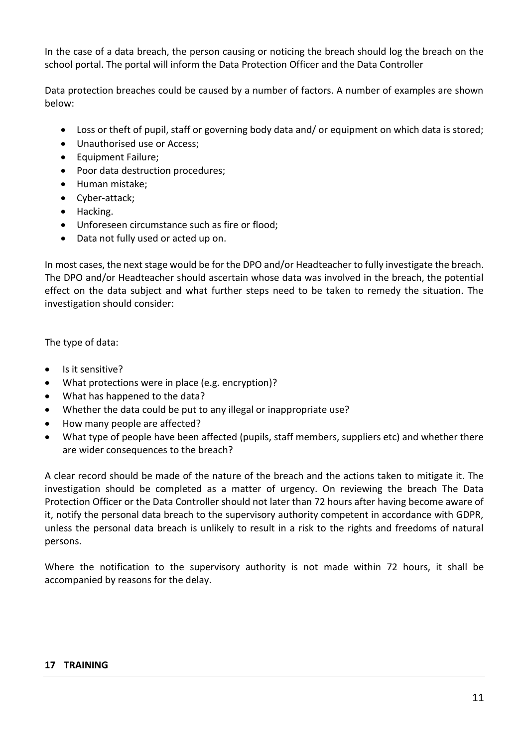In the case of a data breach, the person causing or noticing the breach should log the breach on the school portal. The portal will inform the Data Protection Officer and the Data Controller

Data protection breaches could be caused by a number of factors. A number of examples are shown below:

- Loss or theft of pupil, staff or governing body data and/ or equipment on which data is stored;
- Unauthorised use or Access;
- Equipment Failure;
- Poor data destruction procedures;
- Human mistake;
- Cyber-attack;
- Hacking.
- Unforeseen circumstance such as fire or flood;
- Data not fully used or acted up on.

In most cases, the next stage would be for the DPO and/or Headteacher to fully investigate the breach. The DPO and/or Headteacher should ascertain whose data was involved in the breach, the potential effect on the data subject and what further steps need to be taken to remedy the situation. The investigation should consider:

The type of data:

- Is it sensitive?
- What protections were in place (e.g. encryption)?
- What has happened to the data?
- Whether the data could be put to any illegal or inappropriate use?
- How many people are affected?
- What type of people have been affected (pupils, staff members, suppliers etc) and whether there are wider consequences to the breach?

A clear record should be made of the nature of the breach and the actions taken to mitigate it. The investigation should be completed as a matter of urgency. On reviewing the breach The Data Protection Officer or the Data Controller should not later than 72 hours after having become aware of it, notify the personal data breach to the supervisory authority competent in accordance with GDPR, unless the personal data breach is unlikely to result in a risk to the rights and freedoms of natural persons.

Where the notification to the supervisory authority is not made within 72 hours, it shall be accompanied by reasons for the delay.

## 17 TRAINING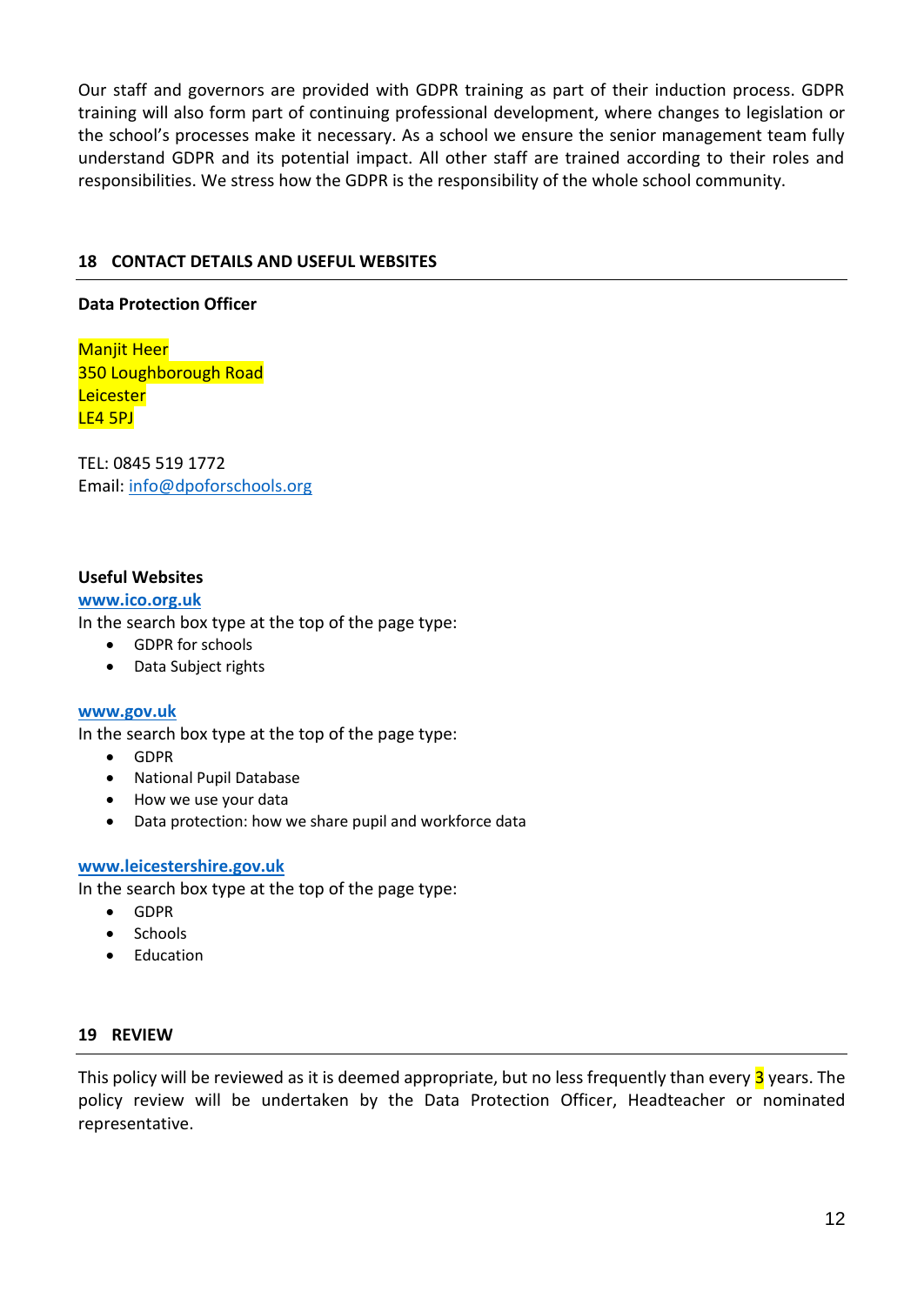Our staff and governors are provided with GDPR training as part of their induction process. GDPR training will also form part of continuing professional development, where changes to legislation or the school's processes make it necessary. As a school we ensure the senior management team fully understand GDPR and its potential impact. All other staff are trained according to their roles and responsibilities. We stress how the GDPR is the responsibility of the whole school community.

## 18 CONTACT DETAILS AND USEFUL WEBSITES

**Data Protection Officer**

Manjit Heer
350 Loughborough Road
Leicester
LE4 5PJ

TEL: 0845 519 1772
Email: info@dpoforschools.org

**Useful Websites**

**www.ico.org.uk**

In the search box type at the top of the page type:

- GDPR for schools
- Data Subject rights

**www.gov.uk**

In the search box type at the top of the page type:

- GDPR
- National Pupil Database
- How we use your data
- Data protection: how we share pupil and workforce data

**www.leicestershire.gov.uk**

In the search box type at the top of the page type:

- GDPR
- Schools
- Education

## 19 REVIEW

This policy will be reviewed as it is deemed appropriate, but no less frequently than every 3 years. The policy review will be undertaken by the Data Protection Officer, Headteacher or nominated representative.